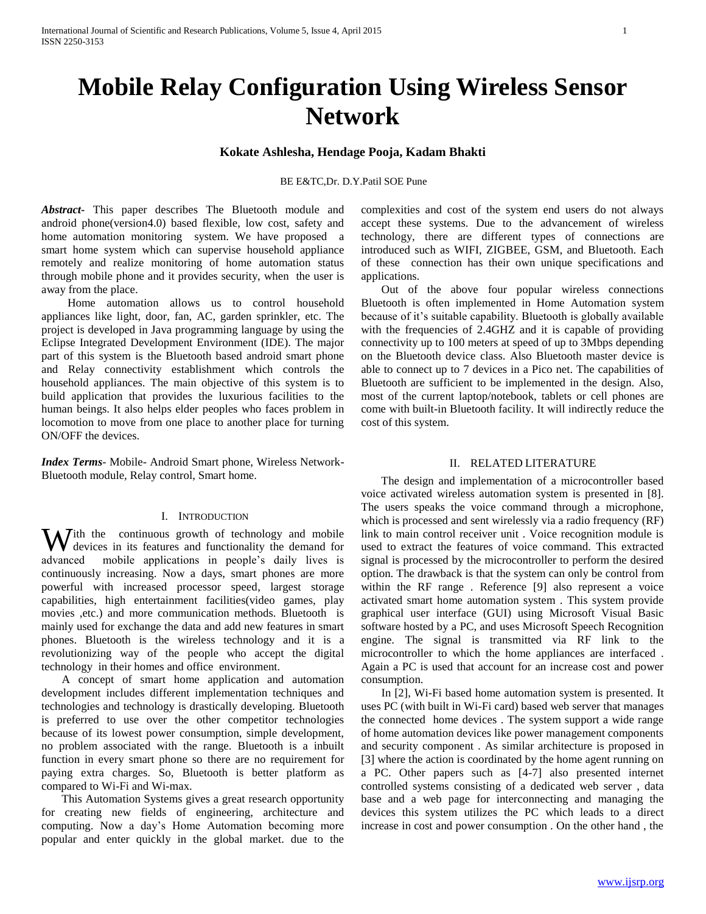# Mobile Relay Configuration Using Wireless Sensor Network

**Kokate Ashlesha, Hendage Pooja, Kadam Bhakti**

BE E&TC,Dr. D.Y.Patil SOE Pune

***Abstract-*** This paper describes The Bluetooth module and android phone(version4.0) based flexible, low cost, safety and home automation monitoring system. We have proposed a smart home system which can supervise household appliance remotely and realize monitoring of home automation status through mobile phone and it provides security, when the user is away from the place.

Home automation allows us to control household appliances like light, door, fan, AC, garden sprinkler, etc. The project is developed in Java programming language by using the Eclipse Integrated Development Environment (IDE). The major part of this system is the Bluetooth based android smart phone and Relay connectivity establishment which controls the household appliances. The main objective of this system is to build application that provides the luxurious facilities to the human beings. It also helps elder peoples who faces problem in locomotion to move from one place to another place for turning ON/OFF the devices.

***Index Terms-*** Mobile- Android Smart phone, Wireless Network- Bluetooth module, Relay control, Smart home.

## I. Introduction

With the continuous growth of technology and mobile devices in its features and functionality the demand for advanced mobile applications in people's daily lives is continuously increasing. Now a days, smart phones are more powerful with increased processor speed, largest storage capabilities, high entertainment facilities(video games, play movies ,etc.) and more communication methods. Bluetooth is mainly used for exchange the data and add new features in smart phones. Bluetooth is the wireless technology and it is a revolutionizing way of the people who accept the digital technology in their homes and office environment.

A concept of smart home application and automation development includes different implementation techniques and technologies and technology is drastically developing. Bluetooth is preferred to use over the other competitor technologies because of its lowest power consumption, simple development, no problem associated with the range. Bluetooth is a inbuilt function in every smart phone so there are no requirement for paying extra charges. So, Bluetooth is better platform as compared to Wi-Fi and Wi-max.

This Automation Systems gives a great research opportunity for creating new fields of engineering, architecture and computing. Now a day's Home Automation becoming more popular and enter quickly in the global market. due to the complexities and cost of the system end users do not always accept these systems. Due to the advancement of wireless technology, there are different types of connections are introduced such as WIFI, ZIGBEE, GSM, and Bluetooth. Each of these connection has their own unique specifications and applications.

Out of the above four popular wireless connections Bluetooth is often implemented in Home Automation system because of it's suitable capability. Bluetooth is globally available with the frequencies of 2.4GHZ and it is capable of providing connectivity up to 100 meters at speed of up to 3Mbps depending on the Bluetooth device class. Also Bluetooth master device is able to connect up to 7 devices in a Pico net. The capabilities of Bluetooth are sufficient to be implemented in the design. Also, most of the current laptop/notebook, tablets or cell phones are come with built-in Bluetooth facility. It will indirectly reduce the cost of this system.

## II. Related Literature

The design and implementation of a microcontroller based voice activated wireless automation system is presented in [8]. The users speaks the voice command through a microphone, which is processed and sent wirelessly via a radio frequency (RF) link to main control receiver unit . Voice recognition module is used to extract the features of voice command. This extracted signal is processed by the microcontroller to perform the desired option. The drawback is that the system can only be control from within the RF range . Reference [9] also represent a voice activated smart home automation system . This system provide graphical user interface (GUI) using Microsoft Visual Basic software hosted by a PC, and uses Microsoft Speech Recognition engine. The signal is transmitted via RF link to the microcontroller to which the home appliances are interfaced . Again a PC is used that account for an increase cost and power consumption.

In [2], Wi-Fi based home automation system is presented. It uses PC (with built in Wi-Fi card) based web server that manages the connected home devices . The system support a wide range of home automation devices like power management components and security component . As similar architecture is proposed in [3] where the action is coordinated by the home agent running on a PC. Other papers such as [4-7] also presented internet controlled systems consisting of a dedicated web server , data base and a web page for interconnecting and managing the devices this system utilizes the PC which leads to a direct increase in cost and power consumption . On the other hand , the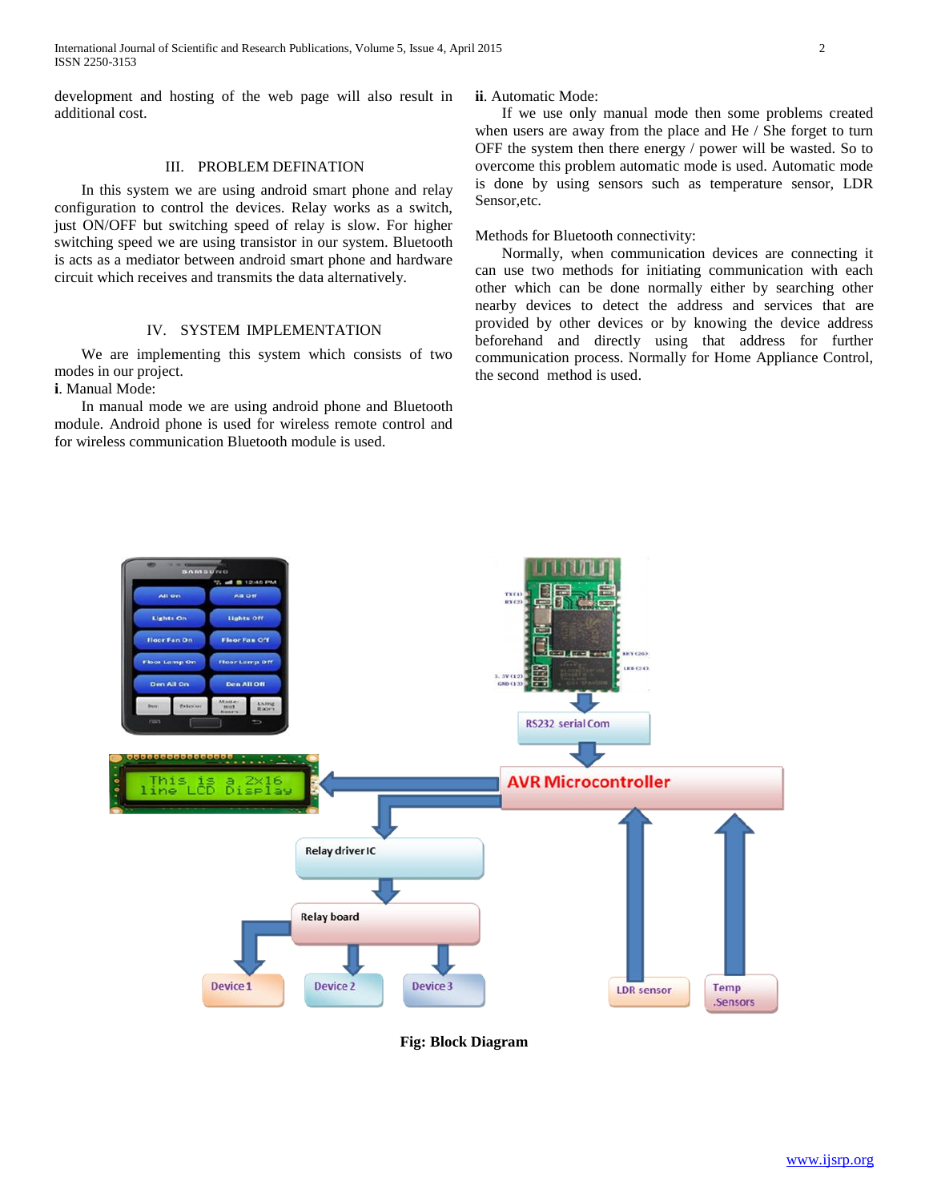development and hosting of the web page will also result in additional cost.

## III. PROBLEM DEFINATION

In this system we are using android smart phone and relay configuration to control the devices. Relay works as a switch, just ON/OFF but switching speed of relay is slow. For higher switching speed we are using transistor in our system. Bluetooth is acts as a mediator between android smart phone and hardware circuit which receives and transmits the data alternatively.

## IV. SYSTEM IMPLEMENTATION

We are implementing this system which consists of two modes in our project.

**i**. Manual Mode:

In manual mode we are using android phone and Bluetooth module. Android phone is used for wireless remote control and for wireless communication Bluetooth module is used.

**ii**. Automatic Mode:

If we use only manual mode then some problems created when users are away from the place and He / She forget to turn OFF the system then there energy / power will be wasted. So to overcome this problem automatic mode is used. Automatic mode is done by using sensors such as temperature sensor, LDR Sensor,etc.

Methods for Bluetooth connectivity:

Normally, when communication devices are connecting it can use two methods for initiating communication with each other which can be done normally either by searching other nearby devices to detect the address and services that are provided by other devices or by knowing the device address beforehand and directly using that address for further communication process. Normally for Home Appliance Control, the second method is used.

**Fig: Block Diagram**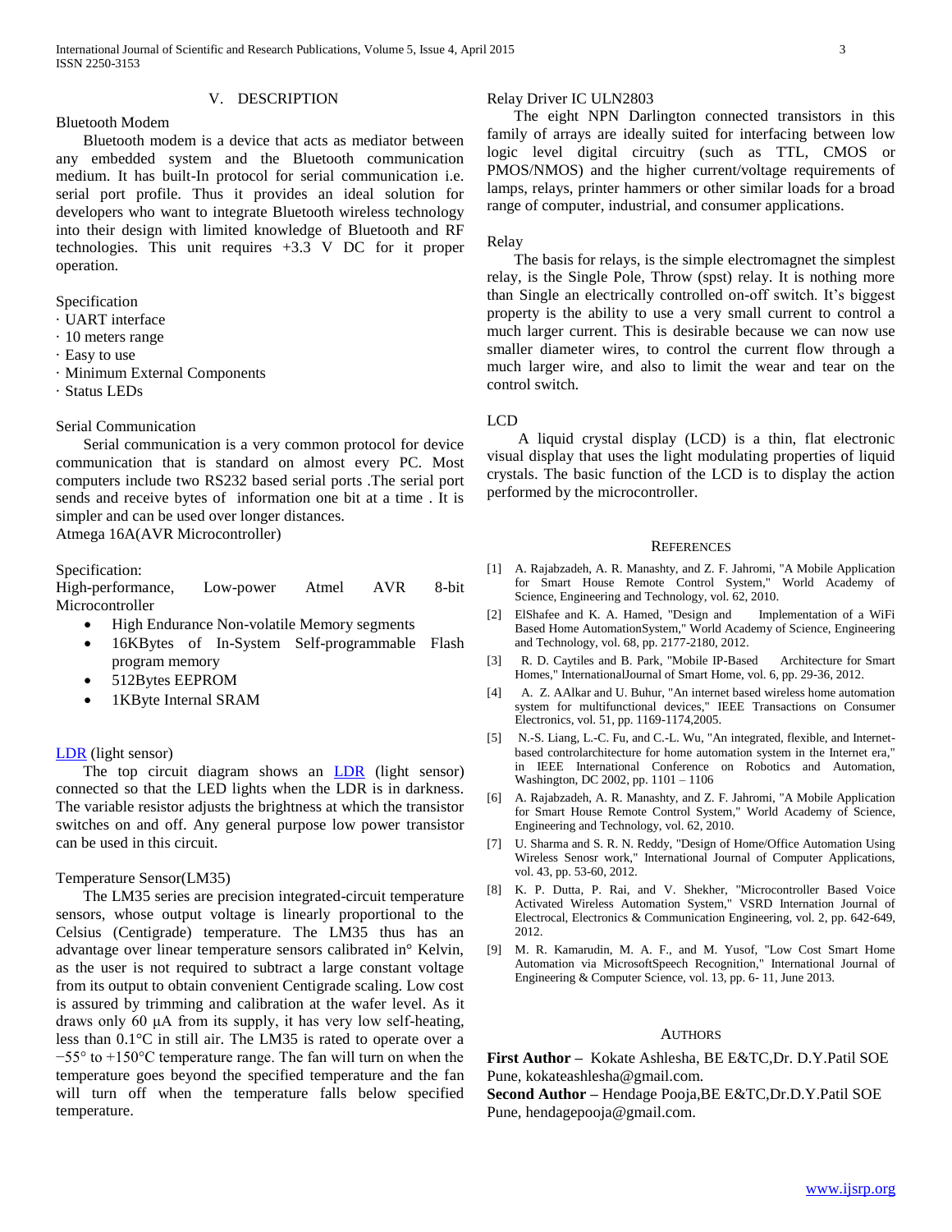## V. DESCRIPTION

Bluetooth Modem

Bluetooth modem is a device that acts as mediator between any embedded system and the Bluetooth communication medium. It has built-In protocol for serial communication i.e. serial port profile. Thus it provides an ideal solution for developers who want to integrate Bluetooth wireless technology into their design with limited knowledge of Bluetooth and RF technologies. This unit requires +3.3 V DC for it proper operation.

Specification

- · UART interface
- · 10 meters range
- · Easy to use
- · Minimum External Components
- · Status LEDs

Serial Communication

Serial communication is a very common protocol for device communication that is standard on almost every PC. Most computers include two RS232 based serial ports .The serial port sends and receive bytes of information one bit at a time . It is simpler and can be used over longer distances.

Atmega 16A(AVR Microcontroller)

Specification:

High-performance, Low-power Atmel AVR 8-bit Microcontroller

- High Endurance Non-volatile Memory segments
- 16KBytes of In-System Self-programmable Flash program memory
- 512Bytes EEPROM
- 1KByte Internal SRAM

LDR (light sensor)

The top circuit diagram shows an LDR (light sensor) connected so that the LED lights when the LDR is in darkness. The variable resistor adjusts the brightness at which the transistor switches on and off. Any general purpose low power transistor can be used in this circuit.

Temperature Sensor(LM35)

The LM35 series are precision integrated-circuit temperature sensors, whose output voltage is linearly proportional to the Celsius (Centigrade) temperature. The LM35 thus has an advantage over linear temperature sensors calibrated in° Kelvin, as the user is not required to subtract a large constant voltage from its output to obtain convenient Centigrade scaling. Low cost is assured by trimming and calibration at the wafer level. As it draws only 60 µA from its supply, it has very low self-heating, less than 0.1°C in still air. The LM35 is rated to operate over a −55° to +150°C temperature range. The fan will turn on when the temperature goes beyond the specified temperature and the fan will turn off when the temperature falls below specified temperature.

Relay Driver IC ULN2803

The eight NPN Darlington connected transistors in this family of arrays are ideally suited for interfacing between low logic level digital circuitry (such as TTL, CMOS or PMOS/NMOS) and the higher current/voltage requirements of lamps, relays, printer hammers or other similar loads for a broad range of computer, industrial, and consumer applications.

Relay

The basis for relays, is the simple electromagnet the simplest relay, is the Single Pole, Throw (spst) relay. It is nothing more than Single an electrically controlled on-off switch. It's biggest property is the ability to use a very small current to control a much larger current. This is desirable because we can now use smaller diameter wires, to control the current flow through a much larger wire, and also to limit the wear and tear on the control switch.

LCD

A liquid crystal display (LCD) is a thin, flat electronic visual display that uses the light modulating properties of liquid crystals. The basic function of the LCD is to display the action performed by the microcontroller.

## REFERENCES

[1] A. Rajabzadeh, A. R. Manashty, and Z. F. Jahromi, "A Mobile Application for Smart House Remote Control System," World Academy of Science, Engineering and Technology, vol. 62, 2010.

[2] ElShafee and K. A. Hamed, "Design and Implementation of a WiFi Based Home AutomationSystem," World Academy of Science, Engineering and Technology, vol. 68, pp. 2177-2180, 2012.

[3] R. D. Caytiles and B. Park, "Mobile IP-Based Architecture for Smart Homes," InternationalJournal of Smart Home, vol. 6, pp. 29-36, 2012.

[4] A. Z. AAlkar and U. Buhur, "An internet based wireless home automation system for multifunctional devices," IEEE Transactions on Consumer Electronics, vol. 51, pp. 1169-1174,2005.

[5] N.-S. Liang, L.-C. Fu, and C.-L. Wu, "An integrated, flexible, and Internet-based controlarchitecture for home automation system in the Internet era," in IEEE International Conference on Robotics and Automation, Washington, DC 2002, pp. 1101 – 1106

[6] A. Rajabzadeh, A. R. Manashty, and Z. F. Jahromi, "A Mobile Application for Smart House Remote Control System," World Academy of Science, Engineering and Technology, vol. 62, 2010.

[7] U. Sharma and S. R. N. Reddy, "Design of Home/Office Automation Using Wireless Senosr work," International Journal of Computer Applications, vol. 43, pp. 53-60, 2012.

[8] K. P. Dutta, P. Rai, and V. Shekher, "Microcontroller Based Voice Activated Wireless Automation System," VSRD Internation Journal of Electrocal, Electronics & Communication Engineering, vol. 2, pp. 642-649, 2012.

[9] M. R. Kamarudin, M. A. F., and M. Yusof, "Low Cost Smart Home Automation via MicrosoftSpeech Recognition," International Journal of Engineering & Computer Science, vol. 13, pp. 6- 11, June 2013.

## AUTHORS

**First Author –** Kokate Ashlesha, BE E&TC,Dr. D.Y.Patil SOE Pune, kokateashlesha@gmail.com.

**Second Author –** Hendage Pooja,BE E&TC,Dr.D.Y.Patil SOE Pune, hendagepooja@gmail.com.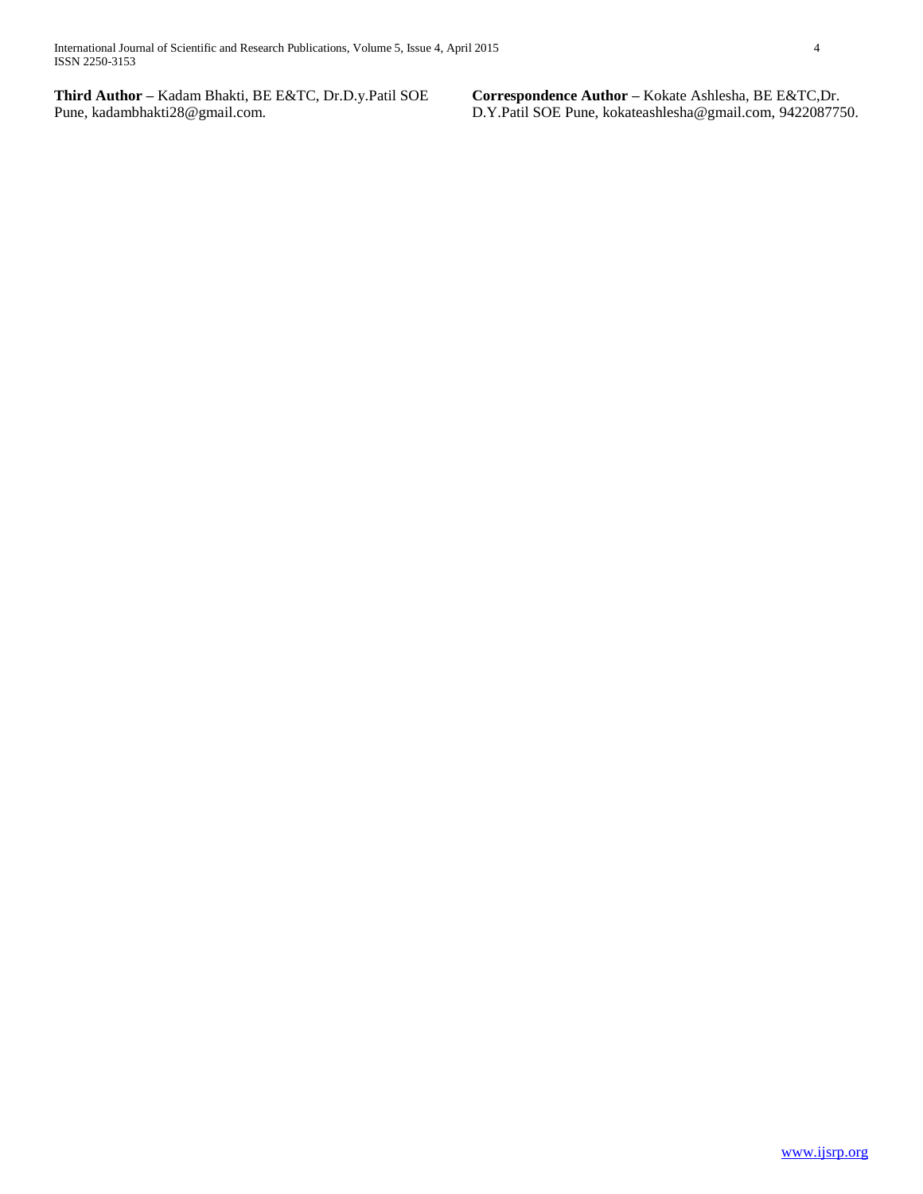**Third Author** – Kadam Bhakti, BE E&TC, Dr.D.y.Patil SOE Pune, kadambhakti28@gmail.com.

**Correspondence Author** – Kokate Ashlesha, BE E&TC,Dr. D.Y.Patil SOE Pune, kokateashlesha@gmail.com, 9422087750.